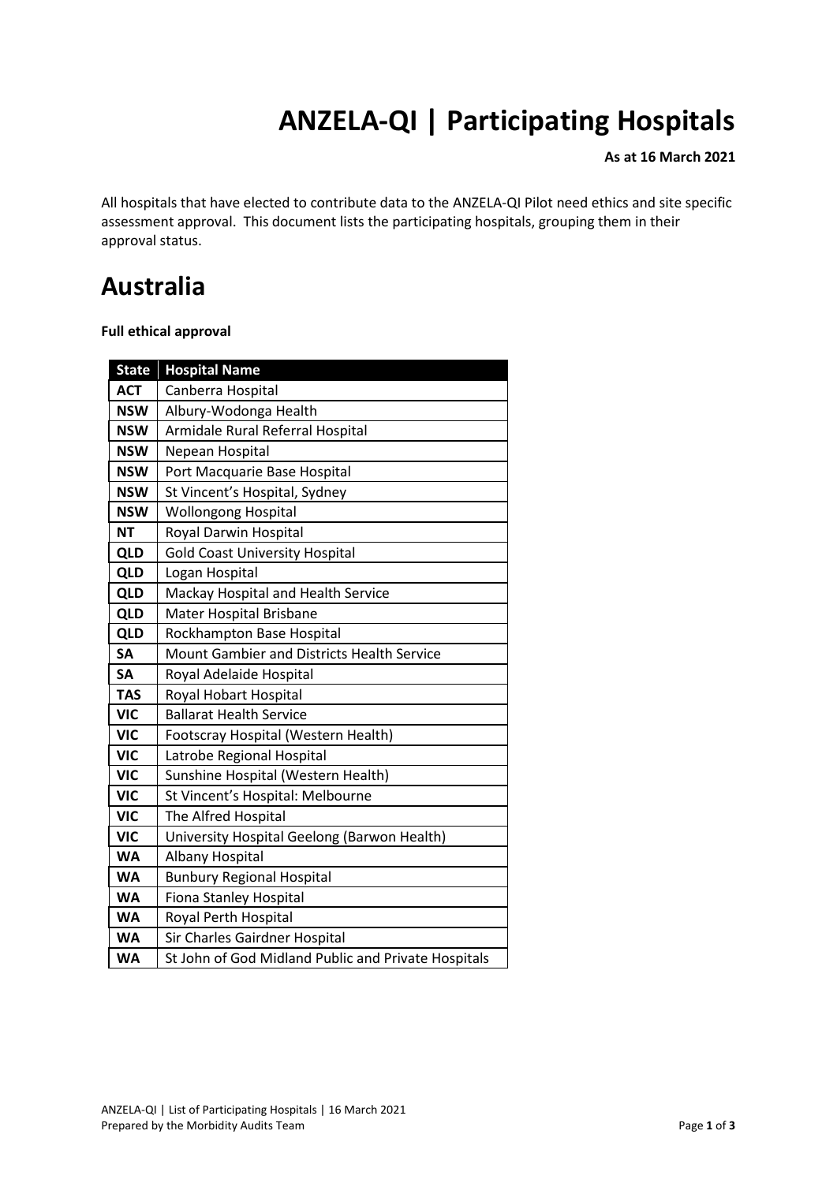# ANZELA-QI | Participating Hospitals

**As at 16 March 2021**

All hospitals that have elected to contribute data to the ANZELA-QI Pilot need ethics and site specific assessment approval. This document lists the participating hospitals, grouping them in their approval status.

# Australia

**Full ethical approval**

| State | Hospital Name |
|---|---|
| **ACT** | Canberra Hospital |
| **NSW** | Albury-Wodonga Health |
| **NSW** | Armidale Rural Referral Hospital |
| **NSW** | Nepean Hospital |
| **NSW** | Port Macquarie Base Hospital |
| **NSW** | St Vincent's Hospital, Sydney |
| **NSW** | Wollongong Hospital |
| **NT** | Royal Darwin Hospital |
| **QLD** | Gold Coast University Hospital |
| **QLD** | Logan Hospital |
| **QLD** | Mackay Hospital and Health Service |
| **QLD** | Mater Hospital Brisbane |
| **QLD** | Rockhampton Base Hospital |
| **SA** | Mount Gambier and Districts Health Service |
| **SA** | Royal Adelaide Hospital |
| **TAS** | Royal Hobart Hospital |
| **VIC** | Ballarat Health Service |
| **VIC** | Footscray Hospital (Western Health) |
| **VIC** | Latrobe Regional Hospital |
| **VIC** | Sunshine Hospital (Western Health) |
| **VIC** | St Vincent's Hospital: Melbourne |
| **VIC** | The Alfred Hospital |
| **VIC** | University Hospital Geelong (Barwon Health) |
| **WA** | Albany Hospital |
| **WA** | Bunbury Regional Hospital |
| **WA** | Fiona Stanley Hospital |
| **WA** | Royal Perth Hospital |
| **WA** | Sir Charles Gairdner Hospital |
| **WA** | St John of God Midland Public and Private Hospitals |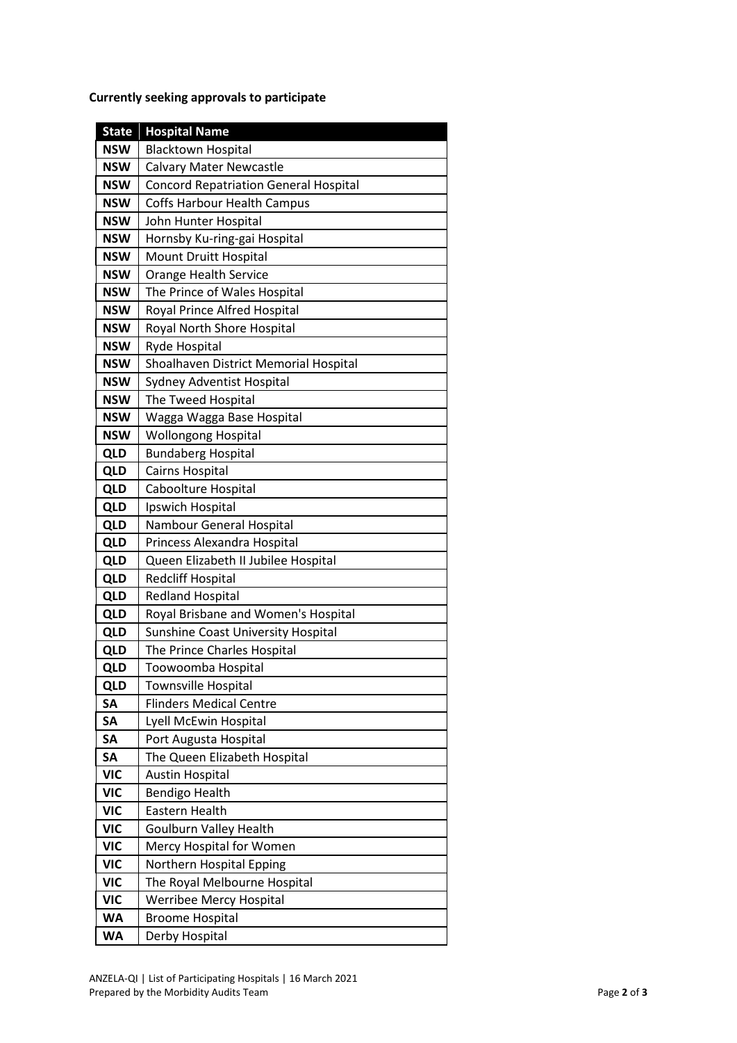**Currently seeking approvals to participate**

| State | Hospital Name |
|---|---|
| NSW | Blacktown Hospital |
| NSW | Calvary Mater Newcastle |
| NSW | Concord Repatriation General Hospital |
| NSW | Coffs Harbour Health Campus |
| NSW | John Hunter Hospital |
| NSW | Hornsby Ku-ring-gai Hospital |
| NSW | Mount Druitt Hospital |
| NSW | Orange Health Service |
| NSW | The Prince of Wales Hospital |
| NSW | Royal Prince Alfred Hospital |
| NSW | Royal North Shore Hospital |
| NSW | Ryde Hospital |
| NSW | Shoalhaven District Memorial Hospital |
| NSW | Sydney Adventist Hospital |
| NSW | The Tweed Hospital |
| NSW | Wagga Wagga Base Hospital |
| NSW | Wollongong Hospital |
| QLD | Bundaberg Hospital |
| QLD | Cairns Hospital |
| QLD | Caboolture Hospital |
| QLD | Ipswich Hospital |
| QLD | Nambour General Hospital |
| QLD | Princess Alexandra Hospital |
| QLD | Queen Elizabeth II Jubilee Hospital |
| QLD | Redcliff Hospital |
| QLD | Redland Hospital |
| QLD | Royal Brisbane and Women's Hospital |
| QLD | Sunshine Coast University Hospital |
| QLD | The Prince Charles Hospital |
| QLD | Toowoomba Hospital |
| QLD | Townsville Hospital |
| SA | Flinders Medical Centre |
| SA | Lyell McEwin Hospital |
| SA | Port Augusta Hospital |
| SA | The Queen Elizabeth Hospital |
| VIC | Austin Hospital |
| VIC | Bendigo Health |
| VIC | Eastern Health |
| VIC | Goulburn Valley Health |
| VIC | Mercy Hospital for Women |
| VIC | Northern Hospital Epping |
| VIC | The Royal Melbourne Hospital |
| VIC | Werribee Mercy Hospital |
| WA | Broome Hospital |
| WA | Derby Hospital |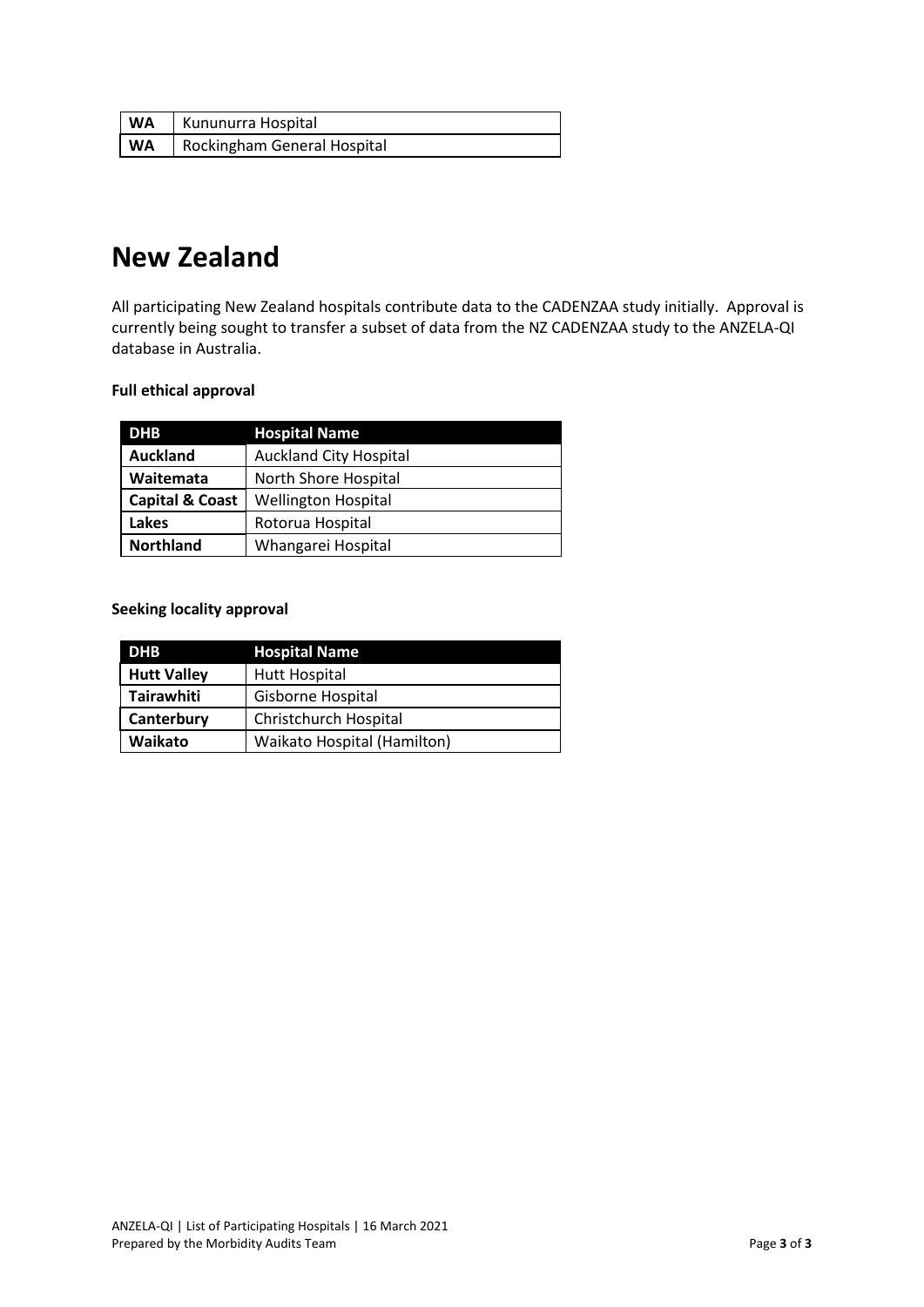| | |
|---|---|
| **WA** | Kununurra Hospital |
| **WA** | Rockingham General Hospital |

# New Zealand

All participating New Zealand hospitals contribute data to the CADENZAA study initially. Approval is currently being sought to transfer a subset of data from the NZ CADENZAA study to the ANZELA-QI database in Australia.

**Full ethical approval**

| DHB | Hospital Name |
|---|---|
| **Auckland** | Auckland City Hospital |
| **Waitemata** | North Shore Hospital |
| **Capital & Coast** | Wellington Hospital |
| **Lakes** | Rotorua Hospital |
| **Northland** | Whangarei Hospital |

**Seeking locality approval**

| DHB | Hospital Name |
|---|---|
| **Hutt Valley** | Hutt Hospital |
| **Tairawhiti** | Gisborne Hospital |
| **Canterbury** | Christchurch Hospital |
| **Waikato** | Waikato Hospital (Hamilton) |